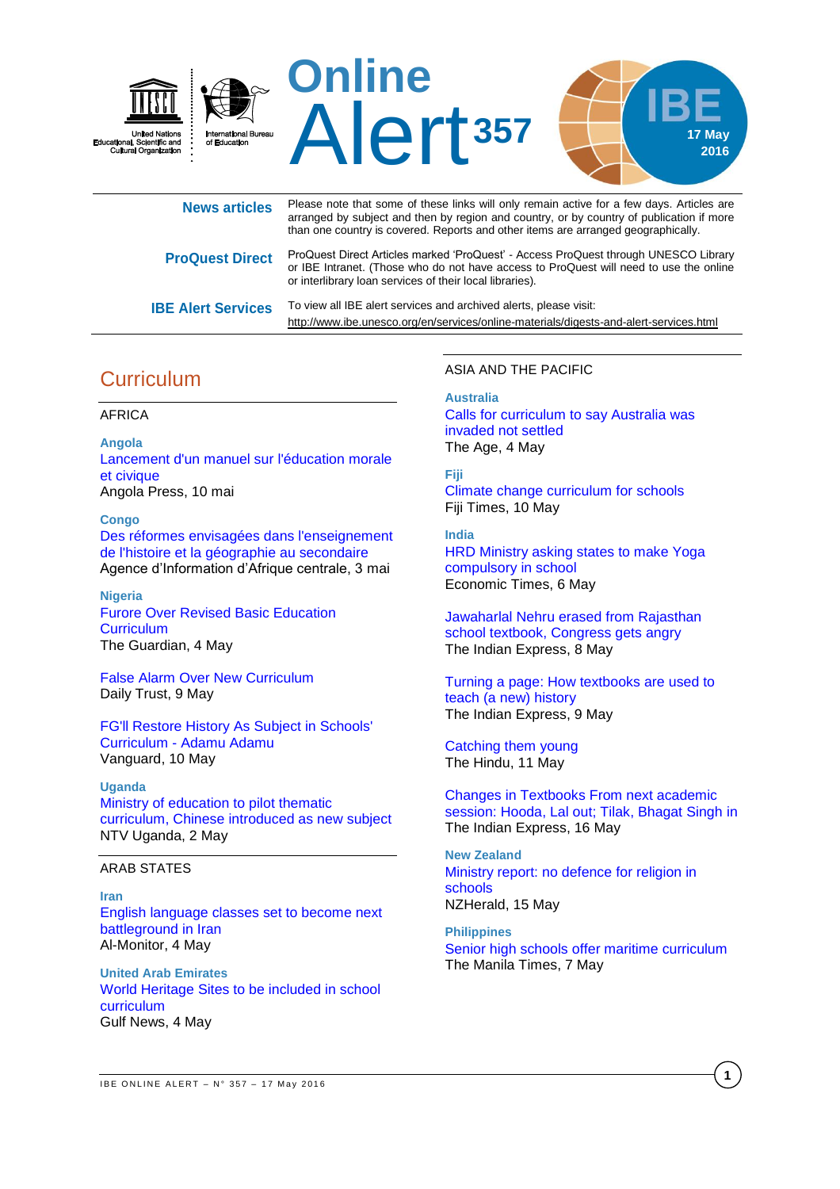United Nations Educational, Scientific and Cultural Organization | International Bureau of Education

# Online Alert 357

IBE 17 May 2016

**News articles** Please note that some of these links will only remain active for a few days. Articles are arranged by subject and then by region and country, or by country of publication if more than one country is covered. Reports and other items are arranged geographically.

**ProQuest Direct** ProQuest Direct Articles marked 'ProQuest' - Access ProQuest through UNESCO Library or IBE Intranet. (Those who do not have access to ProQuest will need to use the online or interlibrary loan services of their local libraries).

**IBE Alert Services** To view all IBE alert services and archived alerts, please visit: http://www.ibe.unesco.org/en/services/online-materials/digests-and-alert-services.html

## Curriculum

### AFRICA

**Angola**
Lancement d'un manuel sur l'éducation morale et civique
Angola Press, 10 mai

**Congo**
Des réformes envisagées dans l'enseignement de l'histoire et la géographie au secondaire
Agence d'Information d'Afrique centrale, 3 mai

**Nigeria**
Furore Over Revised Basic Education Curriculum
The Guardian, 4 May

False Alarm Over New Curriculum
Daily Trust, 9 May

FG'll Restore History As Subject in Schools' Curriculum - Adamu Adamu
Vanguard, 10 May

**Uganda**
Ministry of education to pilot thematic curriculum, Chinese introduced as new subject
NTV Uganda, 2 May

### ARAB STATES

**Iran**
English language classes set to become next battleground in Iran
Al-Monitor, 4 May

**United Arab Emirates**
World Heritage Sites to be included in school curriculum
Gulf News, 4 May

### ASIA AND THE PACIFIC

**Australia**
Calls for curriculum to say Australia was invaded not settled
The Age, 4 May

**Fiji**
Climate change curriculum for schools
Fiji Times, 10 May

**India**
HRD Ministry asking states to make Yoga compulsory in school
Economic Times, 6 May

Jawaharlal Nehru erased from Rajasthan school textbook, Congress gets angry
The Indian Express, 8 May

Turning a page: How textbooks are used to teach (a new) history
The Indian Express, 9 May

Catching them young
The Hindu, 11 May

Changes in Textbooks From next academic session: Hooda, Lal out; Tilak, Bhagat Singh in
The Indian Express, 16 May

**New Zealand**
Ministry report: no defence for religion in schools
NZHerald, 15 May

**Philippines**
Senior high schools offer maritime curriculum
The Manila Times, 7 May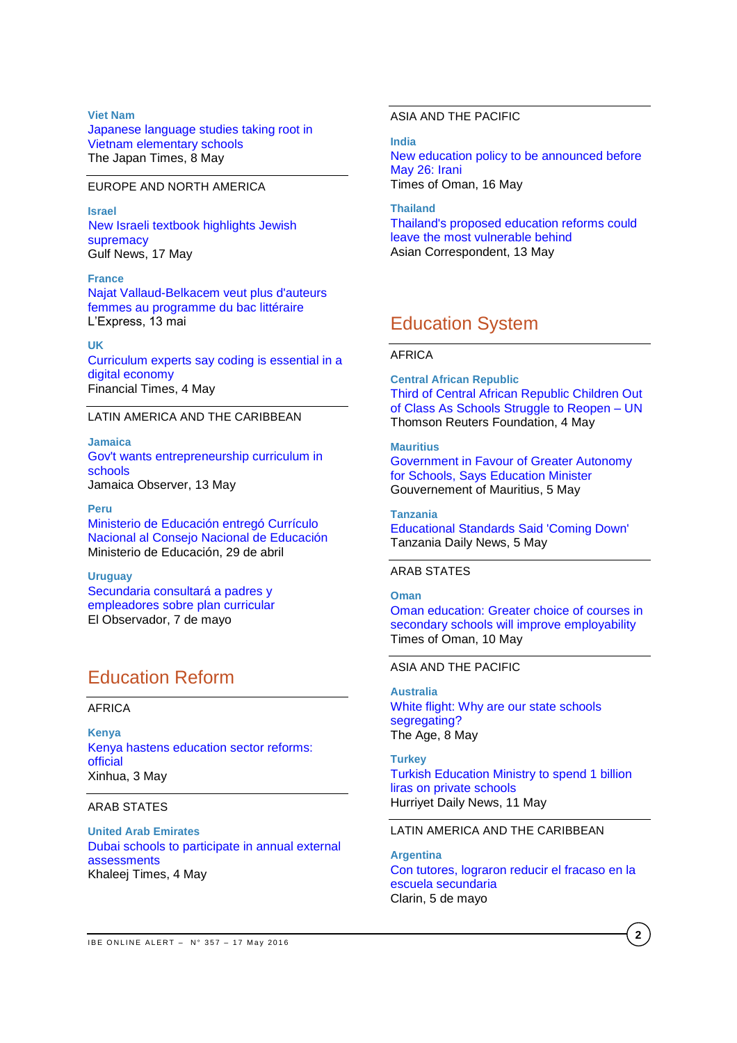**Viet Nam**

Japanese language studies taking root in Vietnam elementary schools

The Japan Times, 8 May

EUROPE AND NORTH AMERICA

**Israel**

New Israeli textbook highlights Jewish supremacy

Gulf News, 17 May

**France**

Najat Vallaud-Belkacem veut plus d'auteurs femmes au programme du bac littéraire

L'Express, 13 mai

**UK**

Curriculum experts say coding is essential in a digital economy

Financial Times, 4 May

LATIN AMERICA AND THE CARIBBEAN

**Jamaica**

Gov't wants entrepreneurship curriculum in schools

Jamaica Observer, 13 May

**Peru**

Ministerio de Educación entregó Currículo Nacional al Consejo Nacional de Educación

Ministerio de Educación, 29 de abril

**Uruguay**

Secundaria consultará a padres y empleadores sobre plan curricular

El Observador, 7 de mayo

## Education Reform

AFRICA

**Kenya**

Kenya hastens education sector reforms: official

Xinhua, 3 May

ARAB STATES

**United Arab Emirates**

Dubai schools to participate in annual external assessments

Khaleej Times, 4 May

ASIA AND THE PACIFIC

**India**

New education policy to be announced before May 26: Irani

Times of Oman, 16 May

**Thailand**

Thailand's proposed education reforms could leave the most vulnerable behind

Asian Correspondent, 13 May

## Education System

AFRICA

**Central African Republic**

Third of Central African Republic Children Out of Class As Schools Struggle to Reopen – UN

Thomson Reuters Foundation, 4 May

**Mauritius**

Government in Favour of Greater Autonomy for Schools, Says Education Minister

Gouvernement of Mauritius, 5 May

**Tanzania**

Educational Standards Said 'Coming Down'

Tanzania Daily News, 5 May

ARAB STATES

**Oman**

Oman education: Greater choice of courses in secondary schools will improve employability

Times of Oman, 10 May

ASIA AND THE PACIFIC

**Australia**

White flight: Why are our state schools segregating?

The Age, 8 May

**Turkey**

Turkish Education Ministry to spend 1 billion liras on private schools

Hurriyet Daily News, 11 May

LATIN AMERICA AND THE CARIBBEAN

**Argentina**

Con tutores, lograron reducir el fracaso en la escuela secundaria

Clarin, 5 de mayo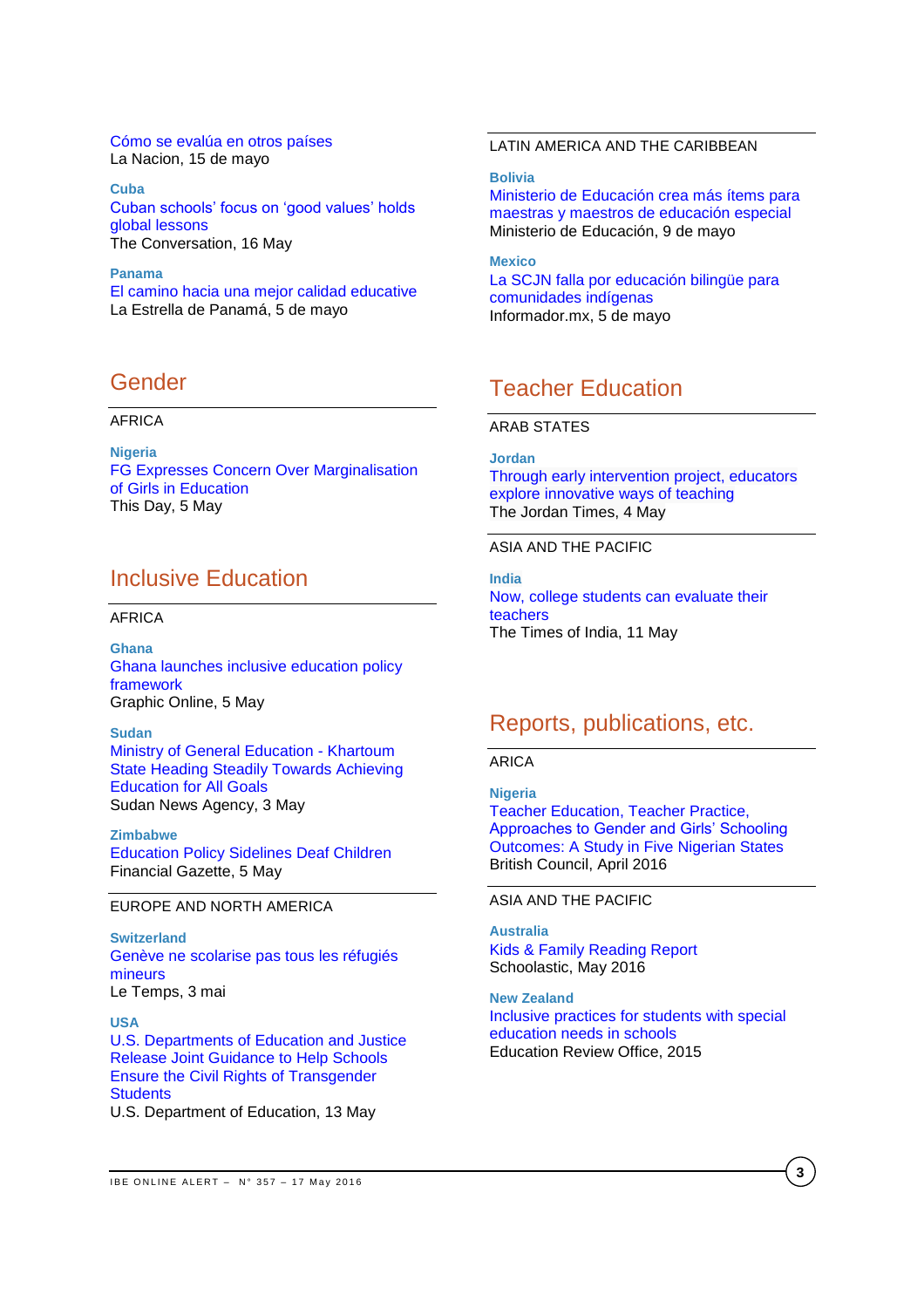Cómo se evalúa en otros países
La Nacion, 15 de mayo

**Cuba**
Cuban schools' focus on 'good values' holds global lessons
The Conversation, 16 May

**Panama**
El camino hacia una mejor calidad educative
La Estrella de Panamá, 5 de mayo

LATIN AMERICA AND THE CARIBBEAN

**Bolivia**
Ministerio de Educación crea más ítems para maestras y maestros de educación especial
Ministerio de Educación, 9 de mayo

**Mexico**
La SCJN falla por educación bilingüe para comunidades indígenas
Informador.mx, 5 de mayo

## Gender

AFRICA

**Nigeria**
FG Expresses Concern Over Marginalisation of Girls in Education
This Day, 5 May

## Inclusive Education

AFRICA

**Ghana**
Ghana launches inclusive education policy framework
Graphic Online, 5 May

**Sudan**
Ministry of General Education - Khartoum State Heading Steadily Towards Achieving Education for All Goals
Sudan News Agency, 3 May

**Zimbabwe**
Education Policy Sidelines Deaf Children
Financial Gazette, 5 May

EUROPE AND NORTH AMERICA

**Switzerland**
Genève ne scolarise pas tous les réfugiés mineurs
Le Temps, 3 mai

**USA**
U.S. Departments of Education and Justice Release Joint Guidance to Help Schools Ensure the Civil Rights of Transgender Students
U.S. Department of Education, 13 May

## Teacher Education

ARAB STATES

**Jordan**
Through early intervention project, educators explore innovative ways of teaching
The Jordan Times, 4 May

ASIA AND THE PACIFIC

**India**
Now, college students can evaluate their teachers
The Times of India, 11 May

## Reports, publications, etc.

ARICA

**Nigeria**
Teacher Education, Teacher Practice, Approaches to Gender and Girls' Schooling Outcomes: A Study in Five Nigerian States
British Council, April 2016

ASIA AND THE PACIFIC

**Australia**
Kids & Family Reading Report
Schoolastic, May 2016

**New Zealand**
Inclusive practices for students with special education needs in schools
Education Review Office, 2015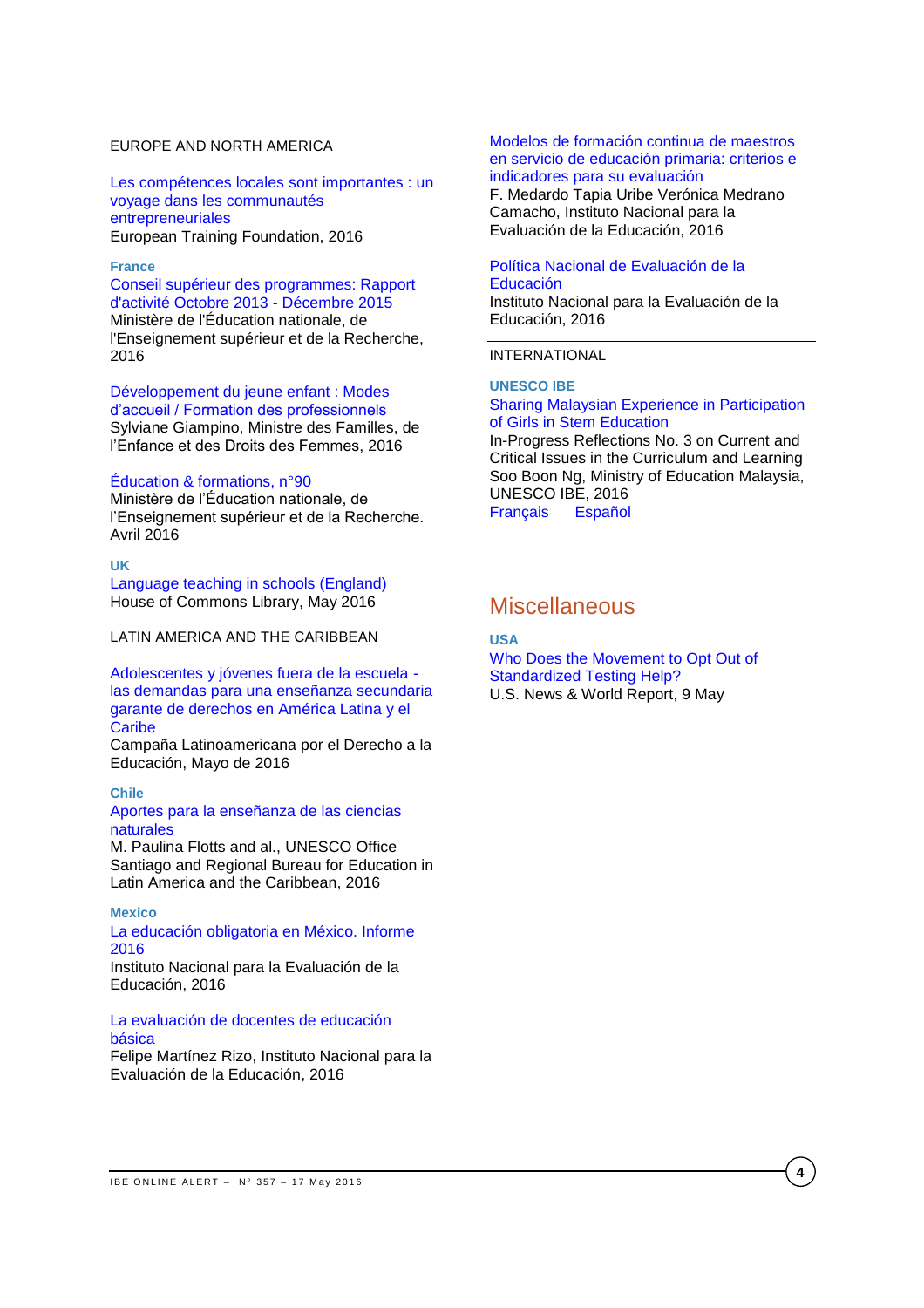EUROPE AND NORTH AMERICA

Les compétences locales sont importantes : un voyage dans les communautés entrepreneuriales
European Training Foundation, 2016

**France**

Conseil supérieur des programmes: Rapport d'activité Octobre 2013 - Décembre 2015
Ministère de l'Éducation nationale, de l'Enseignement supérieur et de la Recherche, 2016

Développement du jeune enfant : Modes d'accueil / Formation des professionnels
Sylviane Giampino, Ministre des Familles, de l'Enfance et des Droits des Femmes, 2016

Éducation & formations, n°90
Ministère de l'Éducation nationale, de l'Enseignement supérieur et de la Recherche. Avril 2016

**UK**

Language teaching in schools (England)
House of Commons Library, May 2016

LATIN AMERICA AND THE CARIBBEAN

Adolescentes y jóvenes fuera de la escuela - las demandas para una enseñanza secundaria garante de derechos en América Latina y el Caribe
Campaña Latinoamericana por el Derecho a la Educación, Mayo de 2016

**Chile**

Aportes para la enseñanza de las ciencias naturales
M. Paulina Flotts and al., UNESCO Office Santiago and Regional Bureau for Education in Latin America and the Caribbean, 2016

**Mexico**

La educación obligatoria en México. Informe 2016
Instituto Nacional para la Evaluación de la Educación, 2016

La evaluación de docentes de educación básica
Felipe Martínez Rizo, Instituto Nacional para la Evaluación de la Educación, 2016

Modelos de formación continua de maestros en servicio de educación primaria: criterios e indicadores para su evaluación
F. Medardo Tapia Uribe Verónica Medrano Camacho, Instituto Nacional para la Evaluación de la Educación, 2016

Política Nacional de Evaluación de la Educación
Instituto Nacional para la Evaluación de la Educación, 2016

INTERNATIONAL

**UNESCO IBE**

Sharing Malaysian Experience in Participation of Girls in Stem Education
In-Progress Reflections No. 3 on Current and Critical Issues in the Curriculum and Learning
Soo Boon Ng, Ministry of Education Malaysia, UNESCO IBE, 2016
Français Español

## Miscellaneous

**USA**

Who Does the Movement to Opt Out of Standardized Testing Help?
U.S. News & World Report, 9 May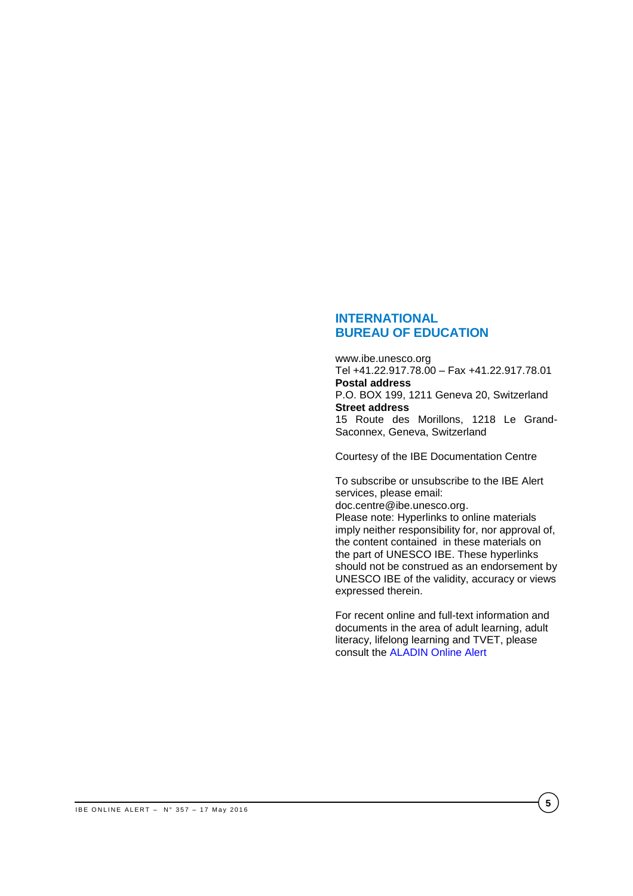# INTERNATIONAL BUREAU OF EDUCATION

www.ibe.unesco.org
Tel +41.22.917.78.00 – Fax +41.22.917.78.01
**Postal address**
P.O. BOX 199, 1211 Geneva 20, Switzerland
**Street address**
15 Route des Morillons, 1218 Le Grand-Saconnex, Geneva, Switzerland

Courtesy of the IBE Documentation Centre

To subscribe or unsubscribe to the IBE Alert services, please email:
doc.centre@ibe.unesco.org.
Please note: Hyperlinks to online materials imply neither responsibility for, nor approval of, the content contained in these materials on the part of UNESCO IBE. These hyperlinks should not be construed as an endorsement by UNESCO IBE of the validity, accuracy or views expressed therein.

For recent online and full-text information and documents in the area of adult learning, adult literacy, lifelong learning and TVET, please consult the ALADIN Online Alert